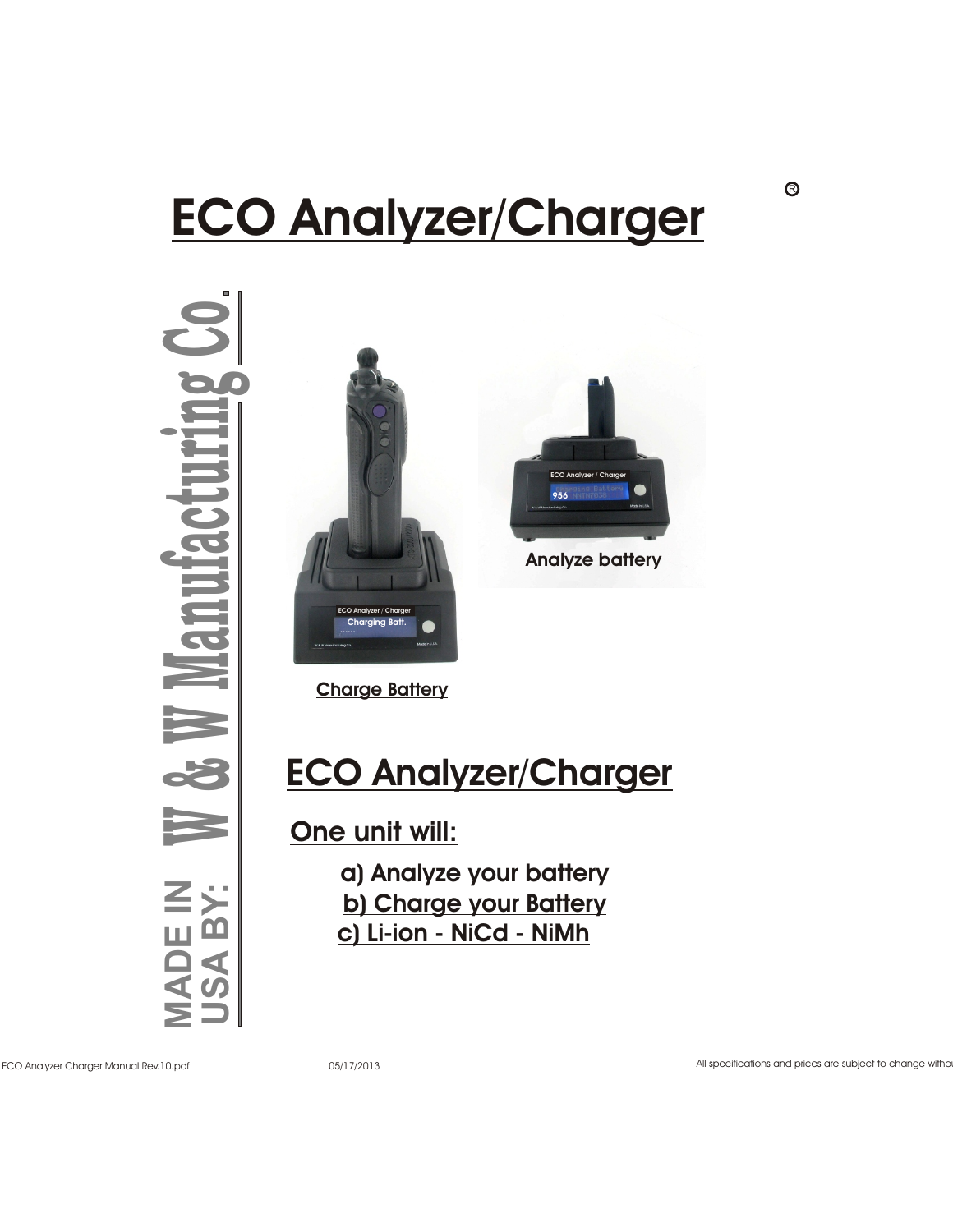# ECO Analyzer/Charger ®

MADE IN USA BY: W & W Manufacturing Co.

Charge Battery

Analyze battery

## ECO Analyzer/Charger

### One unit will:

a) Analyze your battery
b) Charge your Battery
c) Li-ion - NiCd - NiMh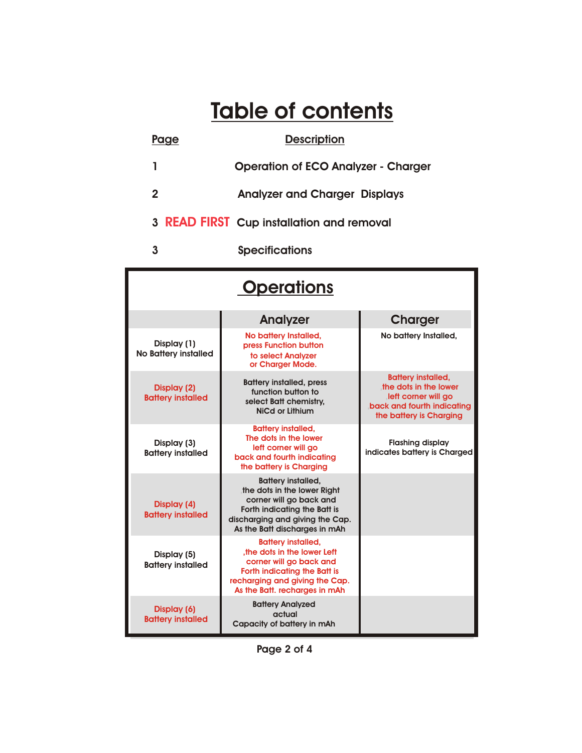# Table of contents

| Page | Description |
|---|---|
| 1 | Operation of ECO Analyzer - Charger |
| 2 | Analyzer and Charger Displays |
| 3 **READ FIRST** | Cup installation and removal |
| 3 | Specifications |

## Operations

| | Analyzer | Charger |
|---|---|---|
| Display (1) No Battery installed | No battery Installed, press Function button to select Analyzer or Charger Mode. | No battery Installed, |
| Display (2) Battery installed | Battery installed, press function button to select Batt chemistry, NiCd or Lithium | Battery installed, the dots in the lower left corner will go back and fourth indicating the battery is Charging |
| Display (3) Battery installed | Battery installed, The dots in the lower left corner will go back and fourth indicating the battery is Charging | Flashing display indicates battery is Charged |
| Display (4) Battery installed | Battery installed, the dots in the lower Right corner will go back and Forth indicating the Batt is discharging and giving the Cap. As the Batt discharges in mAh | |
| Display (5) Battery installed | Battery installed, ,the dots in the lower Left corner will go back and Forth indicating the Batt is recharging and giving the Cap. As the Batt. recharges in mAh | |
| Display (6) Battery installed | Battery Analyzed actual Capacity of battery in mAh | |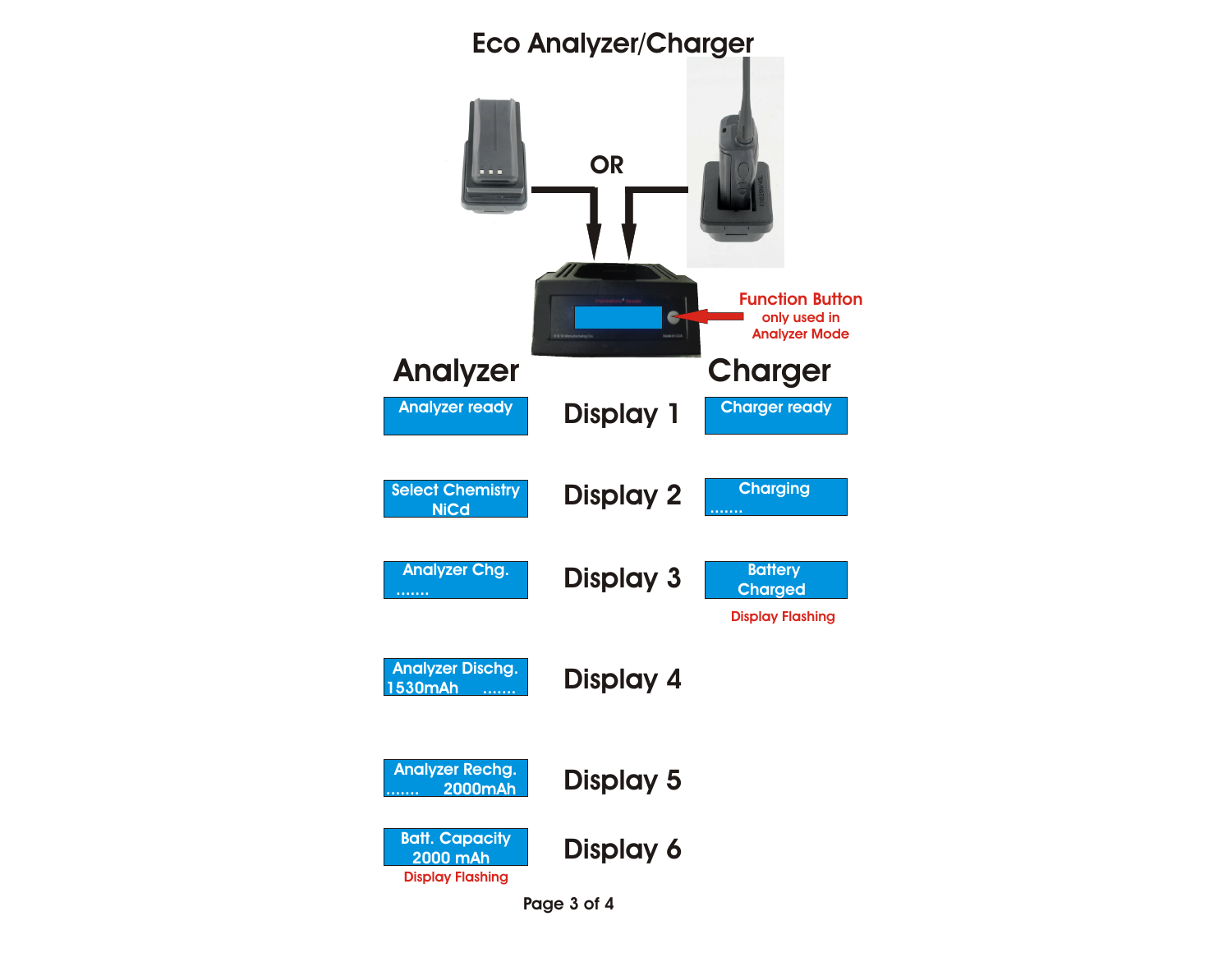# Eco Analyzer/Charger

OR

**Function Button**
only used in
Analyzer Mode

| Analyzer | | Charger |
|---|---|---|
| Analyzer ready | **Display 1** | Charger ready |
| Select Chemistry NiCd | **Display 2** | Charging ....... |
| Analyzer Chg. ....... | **Display 3** | Battery Charged (Display Flashing) |
| Analyzer Dischg. 1530mAh ....... | **Display 4** | |
| Analyzer Rechg. ....... 2000mAh | **Display 5** | |
| Batt. Capacity 2000 mAh (Display Flashing) | **Display 6** | |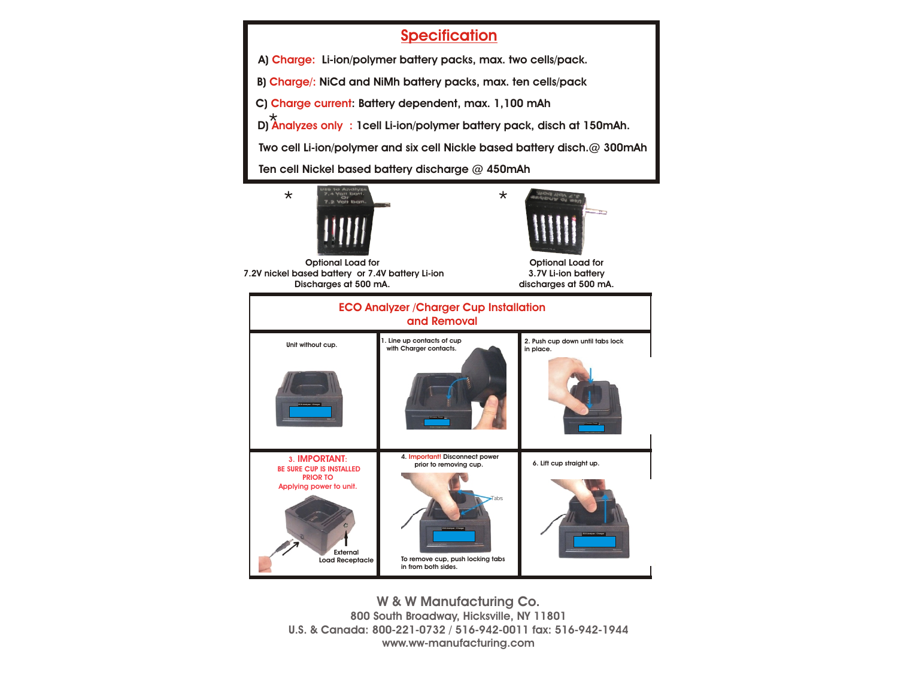## Specification

A) **Charge:** Li-ion/polymer battery packs, max. two cells/pack.

B) **Charge/:** NiCd and NiMh battery packs, max. ten cells/pack

C) **Charge current:** Battery dependent, max. 1,100 mAh

D) *Analyzes only : 1cell Li-ion/polymer battery pack, disch at 150mAh.

Two cell Li-ion/polymer and six cell Nickle based battery disch.@ 300mAh

Ten cell Nickel based battery discharge @ 450mAh

\* Optional Load for 7.2V nickel based battery or 7.4V battery Li-ion Discharges at 500 mA.

\* Optional Load for 3.7V Li-ion battery discharges at 500 mA.

## ECO Analyzer /Charger Cup Installation and Removal

Unit without cup.

1. Line up contacts of cup with Charger contacts.

2. Push cup down until tabs lock in place.

3. IMPORTANT: BE SURE CUP IS INSTALLED PRIOR TO Applying power to unit.

External Load Receptacle

4. Important! Disconnect power prior to removing cup.

Tabs

To remove cup, push locking tabs in from both sides.

6. Lift cup straight up.

**W & W Manufacturing Co.**
800 South Broadway, Hicksville, NY 11801
U.S. & Canada: 800-221-0732 / 516-942-0011 fax: 516-942-1944
www.ww-manufacturing.com